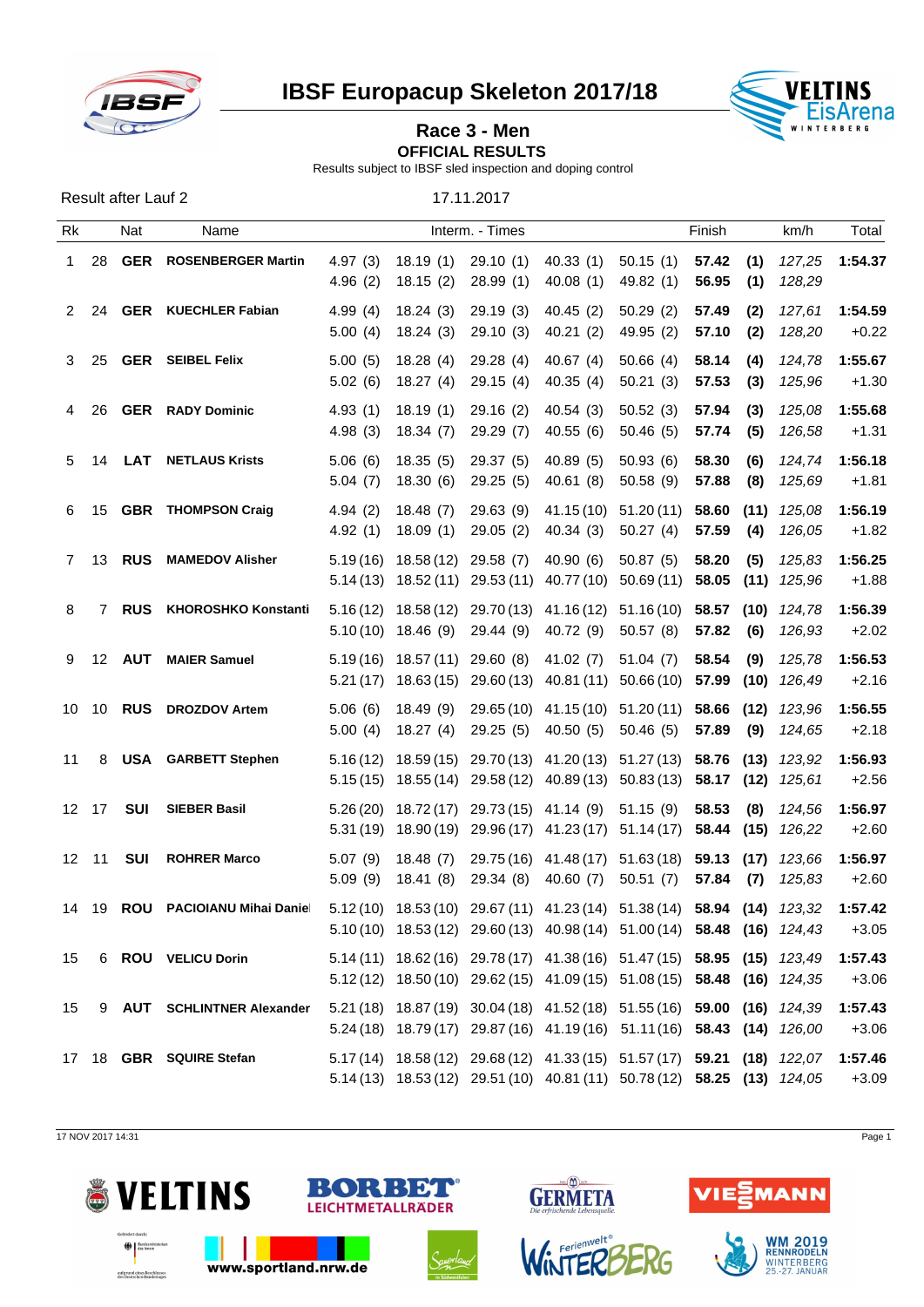# IBSF Europacup Skeleton 2017/18

## Race 3 - Men

**OFFICIAL RESULTS**

Results subject to IBSF sled inspection and doping control

Result after Lauf 2

17.11.2017

| Rk | | Nat | Name | Interm. - Times | | | | | Finish | | km/h | Total |
|---|---|---|---|---|---|---|---|---|---|---|---|---|
| 1 | 28 | **GER** | **ROSENBERGER Martin** | 4.97 (3) | 18.19 (1) | 29.10 (1) | 40.33 (1) | 50.15 (1) | **57.42** | **(1)** | *127,25* | **1:54.37** |
| | | | | 4.96 (2) | 18.15 (2) | 28.99 (1) | 40.08 (1) | 49.82 (1) | **56.95** | **(1)** | *128,29* | |
| 2 | 24 | **GER** | **KUECHLER Fabian** | 4.99 (4) | 18.24 (3) | 29.19 (3) | 40.45 (2) | 50.29 (2) | **57.49** | **(2)** | *127,61* | **1:54.59** |
| | | | | 5.00 (4) | 18.24 (3) | 29.10 (3) | 40.21 (2) | 49.95 (2) | **57.10** | **(2)** | *128,20* | +0.22 |
| 3 | 25 | **GER** | **SEIBEL Felix** | 5.00 (5) | 18.28 (4) | 29.28 (4) | 40.67 (4) | 50.66 (4) | **58.14** | **(4)** | *124,78* | **1:55.67** |
| | | | | 5.02 (6) | 18.27 (4) | 29.15 (4) | 40.35 (4) | 50.21 (3) | **57.53** | **(3)** | *125,96* | +1.30 |
| 4 | 26 | **GER** | **RADY Dominic** | 4.93 (1) | 18.19 (1) | 29.16 (2) | 40.54 (3) | 50.52 (3) | **57.94** | **(3)** | *125,08* | **1:55.68** |
| | | | | 4.98 (3) | 18.34 (7) | 29.29 (7) | 40.55 (6) | 50.46 (5) | **57.74** | **(5)** | *126,58* | +1.31 |
| 5 | 14 | **LAT** | **NETLAUS Krists** | 5.06 (6) | 18.35 (5) | 29.37 (5) | 40.89 (5) | 50.93 (6) | **58.30** | **(6)** | *124,74* | **1:56.18** |
| | | | | 5.04 (7) | 18.30 (6) | 29.25 (5) | 40.61 (8) | 50.58 (9) | **57.88** | **(8)** | *125,69* | +1.81 |
| 6 | 15 | **GBR** | **THOMPSON Craig** | 4.94 (2) | 18.48 (7) | 29.63 (9) | 41.15 (10) | 51.20 (11) | **58.60** | **(11)** | *125,08* | **1:56.19** |
| | | | | 4.92 (1) | 18.09 (1) | 29.05 (2) | 40.34 (3) | 50.27 (4) | **57.59** | **(4)** | *126,05* | +1.82 |
| 7 | 13 | **RUS** | **MAMEDOV Alisher** | 5.19 (16) | 18.58 (12) | 29.58 (7) | 40.90 (6) | 50.87 (5) | **58.20** | **(5)** | *125,83* | **1:56.25** |
| | | | | 5.14 (13) | 18.52 (11) | 29.53 (11) | 40.77 (10) | 50.69 (11) | **58.05** | **(11)** | *125,96* | +1.88 |
| 8 | 7 | **RUS** | **KHOROSHKO Konstanti** | 5.16 (12) | 18.58 (12) | 29.70 (13) | 41.16 (12) | 51.16 (10) | **58.57** | **(10)** | *124,78* | **1:56.39** |
| | | | | 5.10 (10) | 18.46 (9) | 29.44 (9) | 40.72 (9) | 50.57 (8) | **57.82** | **(6)** | *126,93* | +2.02 |
| 9 | 12 | **AUT** | **MAIER Samuel** | 5.19 (16) | 18.57 (11) | 29.60 (8) | 41.02 (7) | 51.04 (7) | **58.54** | **(9)** | *125,78* | **1:56.53** |
| | | | | 5.21 (17) | 18.63 (15) | 29.60 (13) | 40.81 (11) | 50.66 (10) | **57.99** | **(10)** | *126,49* | +2.16 |
| 10 | 10 | **RUS** | **DROZDOV Artem** | 5.06 (6) | 18.49 (9) | 29.65 (10) | 41.15 (10) | 51.20 (11) | **58.66** | **(12)** | *123,96* | **1:56.55** |
| | | | | 5.00 (4) | 18.27 (4) | 29.25 (5) | 40.50 (5) | 50.46 (5) | **57.89** | **(9)** | *124,65* | +2.18 |
| 11 | 8 | **USA** | **GARBETT Stephen** | 5.16 (12) | 18.59 (15) | 29.70 (13) | 41.20 (13) | 51.27 (13) | **58.76** | **(13)** | *123,92* | **1:56.93** |
| | | | | 5.15 (15) | 18.55 (14) | 29.58 (12) | 40.89 (13) | 50.83 (13) | **58.17** | **(12)** | *125,61* | +2.56 |
| 12 | 17 | **SUI** | **SIEBER Basil** | 5.26 (20) | 18.72 (17) | 29.73 (15) | 41.14 (9) | 51.15 (9) | **58.53** | **(8)** | *124,56* | **1:56.97** |
| | | | | 5.31 (19) | 18.90 (19) | 29.96 (17) | 41.23 (17) | 51.14 (17) | **58.44** | **(15)** | *126,22* | +2.60 |
| 12 | 11 | **SUI** | **ROHRER Marco** | 5.07 (9) | 18.48 (7) | 29.75 (16) | 41.48 (17) | 51.63 (18) | **59.13** | **(17)** | *123,66* | **1:56.97** |
| | | | | 5.09 (9) | 18.41 (8) | 29.34 (8) | 40.60 (7) | 50.51 (7) | **57.84** | **(7)** | *125,83* | +2.60 |
| 14 | 19 | **ROU** | **PACIOIANU Mihai Daniel** | 5.12 (10) | 18.53 (10) | 29.67 (11) | 41.23 (14) | 51.38 (14) | **58.94** | **(14)** | *123,32* | **1:57.42** |
| | | | | 5.10 (10) | 18.53 (12) | 29.60 (13) | 40.98 (14) | 51.00 (14) | **58.48** | **(16)** | *124,43* | +3.05 |
| 15 | 6 | **ROU** | **VELICU Dorin** | 5.14 (11) | 18.62 (16) | 29.78 (17) | 41.38 (16) | 51.47 (15) | **58.95** | **(15)** | *123,49* | **1:57.43** |
| | | | | 5.12 (12) | 18.50 (10) | 29.62 (15) | 41.09 (15) | 51.08 (15) | **58.48** | **(16)** | *124,35* | +3.06 |
| 15 | 9 | **AUT** | **SCHLINTNER Alexander** | 5.21 (18) | 18.87 (19) | 30.04 (18) | 41.52 (18) | 51.55 (16) | **59.00** | **(16)** | *124,39* | **1:57.43** |
| | | | | 5.24 (18) | 18.79 (17) | 29.87 (16) | 41.19 (16) | 51.11 (16) | **58.43** | **(14)** | *126,00* | +3.06 |
| 17 | 18 | **GBR** | **SQUIRE Stefan** | 5.17 (14) | 18.58 (12) | 29.68 (12) | 41.33 (15) | 51.57 (17) | **59.21** | **(18)** | *122,07* | **1:57.46** |
| | | | | 5.14 (13) | 18.53 (12) | 29.51 (10) | 40.81 (11) | 50.78 (12) | **58.25** | **(13)** | *124,05* | +3.09 |

17 NOV 2017 14:31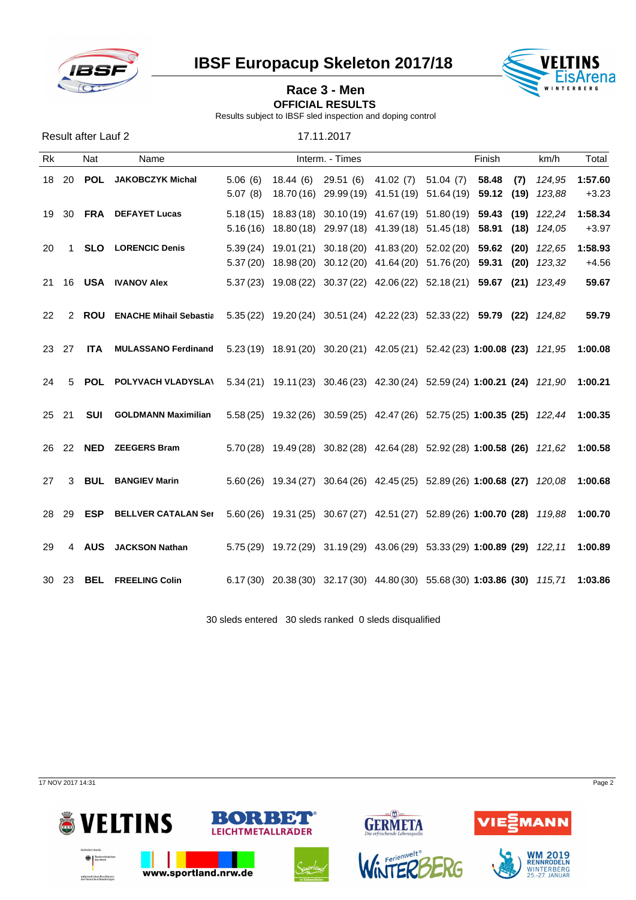# IBSF Europacup Skeleton 2017/18

## Race 3 - Men

**OFFICIAL RESULTS**

Results subject to IBSF sled inspection and doping control

Result after Lauf 2 — 17.11.2017

| Rk | | Nat | Name | Interm. - Times | | | | | Finish | | km/h | Total |
|---|---|---|---|---|---|---|---|---|---|---|---|---|
| 18 | 20 | **POL** | **JAKOBCZYK Michal** | 5.06 (6) | 18.44 (6) | 29.51 (6) | 41.02 (7) | 51.04 (7) | **58.48** | **(7)** | *124,95* | **1:57.60** |
| | | | | 5.07 (8) | 18.70 (16) | 29.99 (19) | 41.51 (19) | 51.64 (19) | **59.12** | **(19)** | *123,88* | +3.23 |
| 19 | 30 | **FRA** | **DEFAYET Lucas** | 5.18 (15) | 18.83 (18) | 30.10 (19) | 41.67 (19) | 51.80 (19) | **59.43** | **(19)** | *122,24* | **1:58.34** |
| | | | | 5.16 (16) | 18.80 (18) | 29.97 (18) | 41.39 (18) | 51.45 (18) | **58.91** | **(18)** | *124,05* | +3.97 |
| 20 | 1 | **SLO** | **LORENCIC Denis** | 5.39 (24) | 19.01 (21) | 30.18 (20) | 41.83 (20) | 52.02 (20) | **59.62** | **(20)** | *122,65* | **1:58.93** |
| | | | | 5.37 (20) | 18.98 (20) | 30.12 (20) | 41.64 (20) | 51.76 (20) | **59.31** | **(20)** | *123,32* | +4.56 |
| 21 | 16 | **USA** | **IVANOV Alex** | 5.37 (23) | 19.08 (22) | 30.37 (22) | 42.06 (22) | 52.18 (21) | **59.67** | **(21)** | *123,49* | **59.67** |
| 22 | 2 | **ROU** | **ENACHE Mihail Sebastia** | 5.35 (22) | 19.20 (24) | 30.51 (24) | 42.22 (23) | 52.33 (22) | **59.79** | **(22)** | *124,82* | **59.79** |
| 23 | 27 | **ITA** | **MULASSANO Ferdinand** | 5.23 (19) | 18.91 (20) | 30.20 (21) | 42.05 (21) | 52.42 (23) | **1:00.08** | **(23)** | *121,95* | **1:00.08** |
| 24 | 5 | **POL** | **POLYVACH VLADYSLA\** | 5.34 (21) | 19.11 (23) | 30.46 (23) | 42.30 (24) | 52.59 (24) | **1:00.21** | **(24)** | *121,90* | **1:00.21** |
| 25 | 21 | **SUI** | **GOLDMANN Maximilian** | 5.58 (25) | 19.32 (26) | 30.59 (25) | 42.47 (26) | 52.75 (25) | **1:00.35** | **(25)** | *122,44* | **1:00.35** |
| 26 | 22 | **NED** | **ZEEGERS Bram** | 5.70 (28) | 19.49 (28) | 30.82 (28) | 42.64 (28) | 52.92 (28) | **1:00.58** | **(26)** | *121,62* | **1:00.58** |
| 27 | 3 | **BUL** | **BANGIEV Marin** | 5.60 (26) | 19.34 (27) | 30.64 (26) | 42.45 (25) | 52.89 (26) | **1:00.68** | **(27)** | *120,08* | **1:00.68** |
| 28 | 29 | **ESP** | **BELLVER CATALAN Ser** | 5.60 (26) | 19.31 (25) | 30.67 (27) | 42.51 (27) | 52.89 (26) | **1:00.70** | **(28)** | *119,88* | **1:00.70** |
| 29 | 4 | **AUS** | **JACKSON Nathan** | 5.75 (29) | 19.72 (29) | 31.19 (29) | 43.06 (29) | 53.33 (29) | **1:00.89** | **(29)** | *122,11* | **1:00.89** |
| 30 | 23 | **BEL** | **FREELING Colin** | 6.17 (30) | 20.38 (30) | 32.17 (30) | 44.80 (30) | 55.68 (30) | **1:03.86** | **(30)** | *115,71* | **1:03.86** |

30 sleds entered   30 sleds ranked   0 sleds disqualified

17 NOV 2017 14:31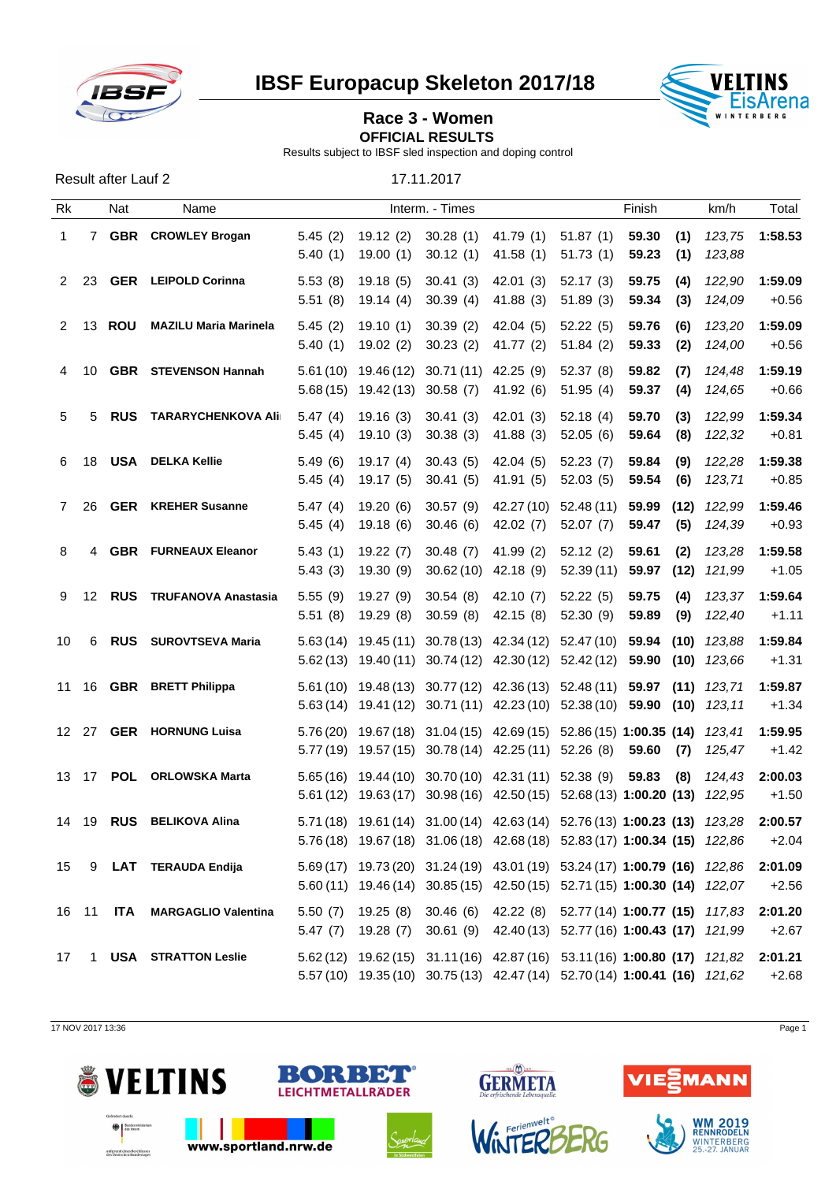# IBSF Europacup Skeleton 2017/18

## Race 3 - Women

**OFFICIAL RESULTS**

Results subject to IBSF sled inspection and doping control

Result after Lauf 2 — 17.11.2017

| Rk | | Nat | Name | Interm. - Times | | | | | Finish | | km/h | Total |
|---|---|---|---|---|---|---|---|---|---|---|---|---|
| 1 | 7 | **GBR** | **CROWLEY Brogan** | 5.45 (2) | 19.12 (2) | 30.28 (1) | 41.79 (1) | 51.87 (1) | **59.30** | **(1)** | *123,75* | **1:58.53** |
| | | | | 5.40 (1) | 19.00 (1) | 30.12 (1) | 41.58 (1) | 51.73 (1) | **59.23** | **(1)** | *123,88* | |
| 2 | 23 | **GER** | **LEIPOLD Corinna** | 5.53 (8) | 19.18 (5) | 30.41 (3) | 42.01 (3) | 52.17 (3) | **59.75** | **(4)** | *122,90* | **1:59.09** |
| | | | | 5.51 (8) | 19.14 (4) | 30.39 (4) | 41.88 (3) | 51.89 (3) | **59.34** | **(3)** | *124,09* | +0.56 |
| 2 | 13 | **ROU** | **MAZILU Maria Marinela** | 5.45 (2) | 19.10 (1) | 30.39 (2) | 42.04 (5) | 52.22 (5) | **59.76** | **(6)** | *123,20* | **1:59.09** |
| | | | | 5.40 (1) | 19.02 (2) | 30.23 (2) | 41.77 (2) | 51.84 (2) | **59.33** | **(2)** | *124,00* | +0.56 |
| 4 | 10 | **GBR** | **STEVENSON Hannah** | 5.61 (10) | 19.46 (12) | 30.71 (11) | 42.25 (9) | 52.37 (8) | **59.82** | **(7)** | *124,48* | **1:59.19** |
| | | | | 5.68 (15) | 19.42 (13) | 30.58 (7) | 41.92 (6) | 51.95 (4) | **59.37** | **(4)** | *124,65* | +0.66 |
| 5 | 5 | **RUS** | **TARARYCHENKOVA Ali** | 5.47 (4) | 19.16 (3) | 30.41 (3) | 42.01 (3) | 52.18 (4) | **59.70** | **(3)** | *122,99* | **1:59.34** |
| | | | | 5.45 (4) | 19.10 (3) | 30.38 (3) | 41.88 (3) | 52.05 (6) | **59.64** | **(8)** | *122,32* | +0.81 |
| 6 | 18 | **USA** | **DELKA Kellie** | 5.49 (6) | 19.17 (4) | 30.43 (5) | 42.04 (5) | 52.23 (7) | **59.84** | **(9)** | *122,28* | **1:59.38** |
| | | | | 5.45 (4) | 19.17 (5) | 30.41 (5) | 41.91 (5) | 52.03 (5) | **59.54** | **(6)** | *123,71* | +0.85 |
| 7 | 26 | **GER** | **KREHER Susanne** | 5.47 (4) | 19.20 (6) | 30.57 (9) | 42.27 (10) | 52.48 (11) | **59.99** | **(12)** | *122,99* | **1:59.46** |
| | | | | 5.45 (4) | 19.18 (6) | 30.46 (6) | 42.02 (7) | 52.07 (7) | **59.47** | **(5)** | *124,39* | +0.93 |
| 8 | 4 | **GBR** | **FURNEAUX Eleanor** | 5.43 (1) | 19.22 (7) | 30.48 (7) | 41.99 (2) | 52.12 (2) | **59.61** | **(2)** | *123,28* | **1:59.58** |
| | | | | 5.43 (3) | 19.30 (9) | 30.62 (10) | 42.18 (9) | 52.39 (11) | **59.97** | **(12)** | *121,99* | +1.05 |
| 9 | 12 | **RUS** | **TRUFANOVA Anastasia** | 5.55 (9) | 19.27 (9) | 30.54 (8) | 42.10 (7) | 52.22 (5) | **59.75** | **(4)** | *123,37* | **1:59.64** |
| | | | | 5.51 (8) | 19.29 (8) | 30.59 (8) | 42.15 (8) | 52.30 (9) | **59.89** | **(9)** | *122,40* | +1.11 |
| 10 | 6 | **RUS** | **SUROVTSEVA Maria** | 5.63 (14) | 19.45 (11) | 30.78 (13) | 42.34 (12) | 52.47 (10) | **59.94** | **(10)** | *123,88* | **1:59.84** |
| | | | | 5.62 (13) | 19.40 (11) | 30.74 (12) | 42.30 (12) | 52.42 (12) | **59.90** | **(10)** | *123,66* | +1.31 |
| 11 | 16 | **GBR** | **BRETT Philippa** | 5.61 (10) | 19.48 (13) | 30.77 (12) | 42.36 (13) | 52.48 (11) | **59.97** | **(11)** | *123,71* | **1:59.87** |
| | | | | 5.63 (14) | 19.41 (12) | 30.71 (11) | 42.23 (10) | 52.38 (10) | **59.90** | **(10)** | *123,11* | +1.34 |
| 12 | 27 | **GER** | **HORNUNG Luisa** | 5.76 (20) | 19.67 (18) | 31.04 (15) | 42.69 (15) | 52.86 (15) | **1:00.35** | **(14)** | *123,41* | **1:59.95** |
| | | | | 5.77 (19) | 19.57 (15) | 30.78 (14) | 42.25 (11) | 52.26 (8) | **59.60** | **(7)** | *125,47* | +1.42 |
| 13 | 17 | **POL** | **ORLOWSKA Marta** | 5.65 (16) | 19.44 (10) | 30.70 (10) | 42.31 (11) | 52.38 (9) | **59.83** | **(8)** | *124,43* | **2:00.03** |
| | | | | 5.61 (12) | 19.63 (17) | 30.98 (16) | 42.50 (15) | 52.68 (13) | **1:00.20** | **(13)** | *122,95* | +1.50 |
| 14 | 19 | **RUS** | **BELIKOVA Alina** | 5.71 (18) | 19.61 (14) | 31.00 (14) | 42.63 (14) | 52.76 (13) | **1:00.23** | **(13)** | *123,28* | **2:00.57** |
| | | | | 5.76 (18) | 19.67 (18) | 31.06 (18) | 42.68 (18) | 52.83 (17) | **1:00.34** | **(15)** | *122,86* | +2.04 |
| 15 | 9 | **LAT** | **TERAUDA Endija** | 5.69 (17) | 19.73 (20) | 31.24 (19) | 43.01 (19) | 53.24 (17) | **1:00.79** | **(16)** | *122,86* | **2:01.09** |
| | | | | 5.60 (11) | 19.46 (14) | 30.85 (15) | 42.50 (15) | 52.71 (15) | **1:00.30** | **(14)** | *122,07* | +2.56 |
| 16 | 11 | **ITA** | **MARGAGLIO Valentina** | 5.50 (7) | 19.25 (8) | 30.46 (6) | 42.22 (8) | 52.77 (14) | **1:00.77** | **(15)** | *117,83* | **2:01.20** |
| | | | | 5.47 (7) | 19.28 (7) | 30.61 (9) | 42.40 (13) | 52.77 (16) | **1:00.43** | **(17)** | *121,99* | +2.67 |
| 17 | 1 | **USA** | **STRATTON Leslie** | 5.62 (12) | 19.62 (15) | 31.11 (16) | 42.87 (16) | 53.11 (16) | **1:00.80** | **(17)** | *121,82* | **2:01.21** |
| | | | | 5.57 (10) | 19.35 (10) | 30.75 (13) | 42.47 (14) | 52.70 (14) | **1:00.41** | **(16)** | *121,62* | +2.68 |

17 NOV 2017 13:36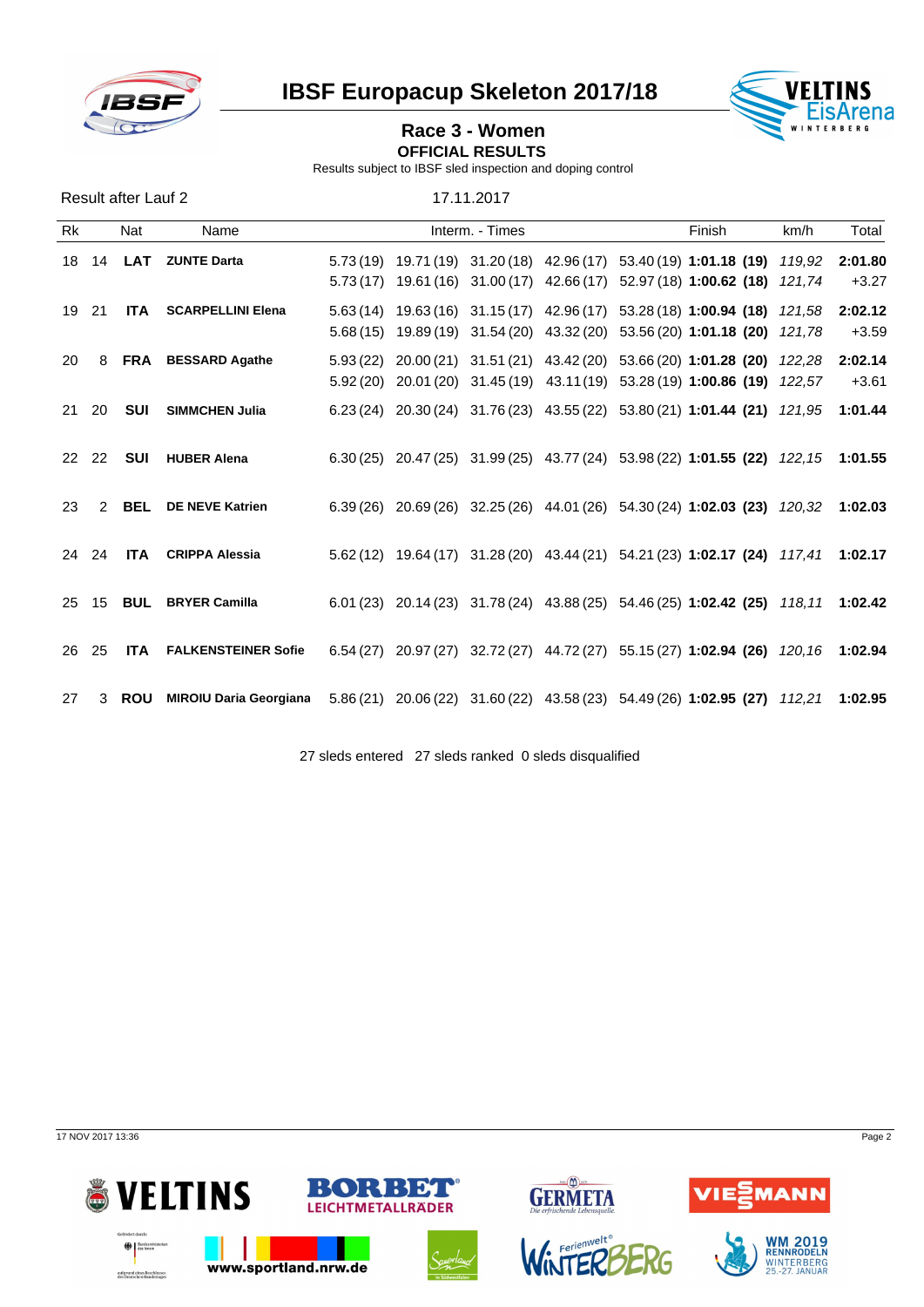# IBSF Europacup Skeleton 2017/18

## Race 3 - Women

**OFFICIAL RESULTS**

Results subject to IBSF sled inspection and doping control

Result after Lauf 2 — 17.11.2017

| Rk | | Nat | Name | Interm. - Times | | | | | Finish | km/h | Total |
|---|---|---|---|---|---|---|---|---|---|---|---|
| 18 | 14 | LAT | **ZUNTE Darta** | 5.73 (19) | 19.71 (19) | 31.20 (18) | 42.96 (17) | 53.40 (19) | **1:01.18 (19)** | *119,92* | **2:01.80** |
| | | | | 5.73 (17) | 19.61 (16) | 31.00 (17) | 42.66 (17) | 52.97 (18) | **1:00.62 (18)** | *121,74* | +3.27 |
| 19 | 21 | ITA | **SCARPELLINI Elena** | 5.63 (14) | 19.63 (16) | 31.15 (17) | 42.96 (17) | 53.28 (18) | **1:00.94 (18)** | *121,58* | **2:02.12** |
| | | | | 5.68 (15) | 19.89 (19) | 31.54 (20) | 43.32 (20) | 53.56 (20) | **1:01.18 (20)** | *121,78* | +3.59 |
| 20 | 8 | FRA | **BESSARD Agathe** | 5.93 (22) | 20.00 (21) | 31.51 (21) | 43.42 (20) | 53.66 (20) | **1:01.28 (20)** | *122,28* | **2:02.14** |
| | | | | 5.92 (20) | 20.01 (20) | 31.45 (19) | 43.11 (19) | 53.28 (19) | **1:00.86 (19)** | *122,57* | +3.61 |
| 21 | 20 | SUI | **SIMMCHEN Julia** | 6.23 (24) | 20.30 (24) | 31.76 (23) | 43.55 (22) | 53.80 (21) | **1:01.44 (21)** | *121,95* | **1:01.44** |
| 22 | 22 | SUI | **HUBER Alena** | 6.30 (25) | 20.47 (25) | 31.99 (25) | 43.77 (24) | 53.98 (22) | **1:01.55 (22)** | *122,15* | **1:01.55** |
| 23 | 2 | BEL | **DE NEVE Katrien** | 6.39 (26) | 20.69 (26) | 32.25 (26) | 44.01 (26) | 54.30 (24) | **1:02.03 (23)** | *120,32* | **1:02.03** |
| 24 | 24 | ITA | **CRIPPA Alessia** | 5.62 (12) | 19.64 (17) | 31.28 (20) | 43.44 (21) | 54.21 (23) | **1:02.17 (24)** | *117,41* | **1:02.17** |
| 25 | 15 | BUL | **BRYER Camilla** | 6.01 (23) | 20.14 (23) | 31.78 (24) | 43.88 (25) | 54.46 (25) | **1:02.42 (25)** | *118,11* | **1:02.42** |
| 26 | 25 | ITA | **FALKENSTEINER Sofie** | 6.54 (27) | 20.97 (27) | 32.72 (27) | 44.72 (27) | 55.15 (27) | **1:02.94 (26)** | *120,16* | **1:02.94** |
| 27 | 3 | ROU | **MIROIU Daria Georgiana** | 5.86 (21) | 20.06 (22) | 31.60 (22) | 43.58 (23) | 54.49 (26) | **1:02.95 (27)** | *112,21* | **1:02.95** |

27 sleds entered 27 sleds ranked 0 sleds disqualified

17 NOV 2017 13:36